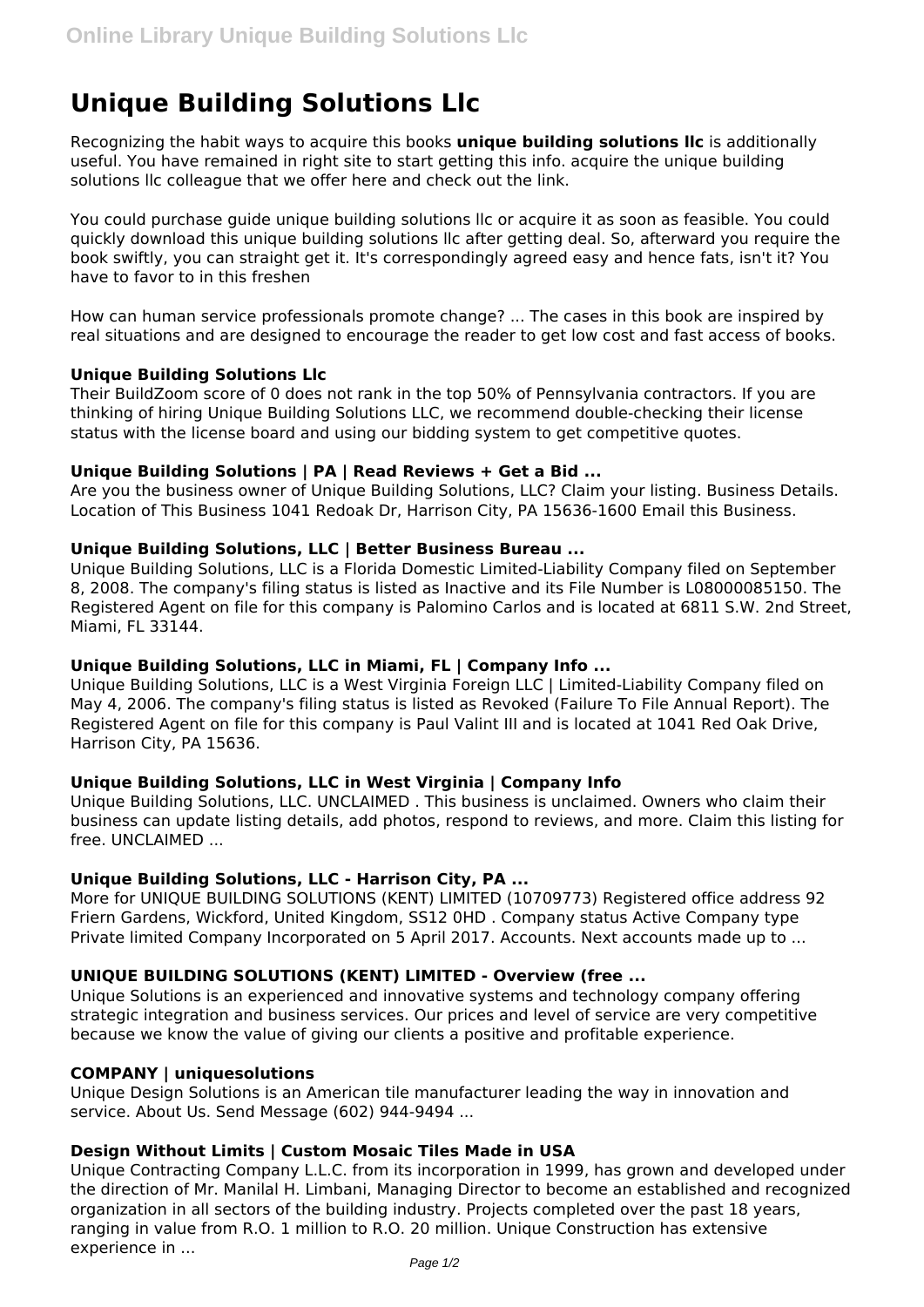# Unique Building Solutions Llc

Recognizing the habit ways to acquire this books **unique building solutions llc** is additionally useful. You have remained in right site to start getting this info. acquire the unique building solutions llc colleague that we offer here and check out the link.

You could purchase guide unique building solutions llc or acquire it as soon as feasible. You could quickly download this unique building solutions llc after getting deal. So, afterward you require the book swiftly, you can straight get it. It's correspondingly agreed easy and hence fats, isn't it? You have to favor to in this freshen

How can human service professionals promote change? ... The cases in this book are inspired by real situations and are designed to encourage the reader to get low cost and fast access of books.

### Unique Building Solutions Llc

Their BuildZoom score of 0 does not rank in the top 50% of Pennsylvania contractors. If you are thinking of hiring Unique Building Solutions LLC, we recommend double-checking their license status with the license board and using our bidding system to get competitive quotes.

### Unique Building Solutions | PA | Read Reviews + Get a Bid ...

Are you the business owner of Unique Building Solutions, LLC? Claim your listing. Business Details. Location of This Business 1041 Redoak Dr, Harrison City, PA 15636-1600 Email this Business.

### Unique Building Solutions, LLC | Better Business Bureau ...

Unique Building Solutions, LLC is a Florida Domestic Limited-Liability Company filed on September 8, 2008. The company's filing status is listed as Inactive and its File Number is L08000085150. The Registered Agent on file for this company is Palomino Carlos and is located at 6811 S.W. 2nd Street, Miami, FL 33144.

### Unique Building Solutions, LLC in Miami, FL | Company Info ...

Unique Building Solutions, LLC is a West Virginia Foreign LLC | Limited-Liability Company filed on May 4, 2006. The company's filing status is listed as Revoked (Failure To File Annual Report). The Registered Agent on file for this company is Paul Valint III and is located at 1041 Red Oak Drive, Harrison City, PA 15636.

### Unique Building Solutions, LLC in West Virginia | Company Info

Unique Building Solutions, LLC. UNCLAIMED . This business is unclaimed. Owners who claim their business can update listing details, add photos, respond to reviews, and more. Claim this listing for free. UNCLAIMED ...

### Unique Building Solutions, LLC - Harrison City, PA ...

More for UNIQUE BUILDING SOLUTIONS (KENT) LIMITED (10709773) Registered office address 92 Friern Gardens, Wickford, United Kingdom, SS12 0HD . Company status Active Company type Private limited Company Incorporated on 5 April 2017. Accounts. Next accounts made up to ...

### UNIQUE BUILDING SOLUTIONS (KENT) LIMITED - Overview (free ...

Unique Solutions is an experienced and innovative systems and technology company offering strategic integration and business services. Our prices and level of service are very competitive because we know the value of giving our clients a positive and profitable experience.

### COMPANY | uniquesolutions

Unique Design Solutions is an American tile manufacturer leading the way in innovation and service. About Us. Send Message (602) 944-9494 ...

### Design Without Limits | Custom Mosaic Tiles Made in USA

Unique Contracting Company L.L.C. from its incorporation in 1999, has grown and developed under the direction of Mr. Manilal H. Limbani, Managing Director to become an established and recognized organization in all sectors of the building industry. Projects completed over the past 18 years, ranging in value from R.O. 1 million to R.O. 20 million. Unique Construction has extensive experience in ...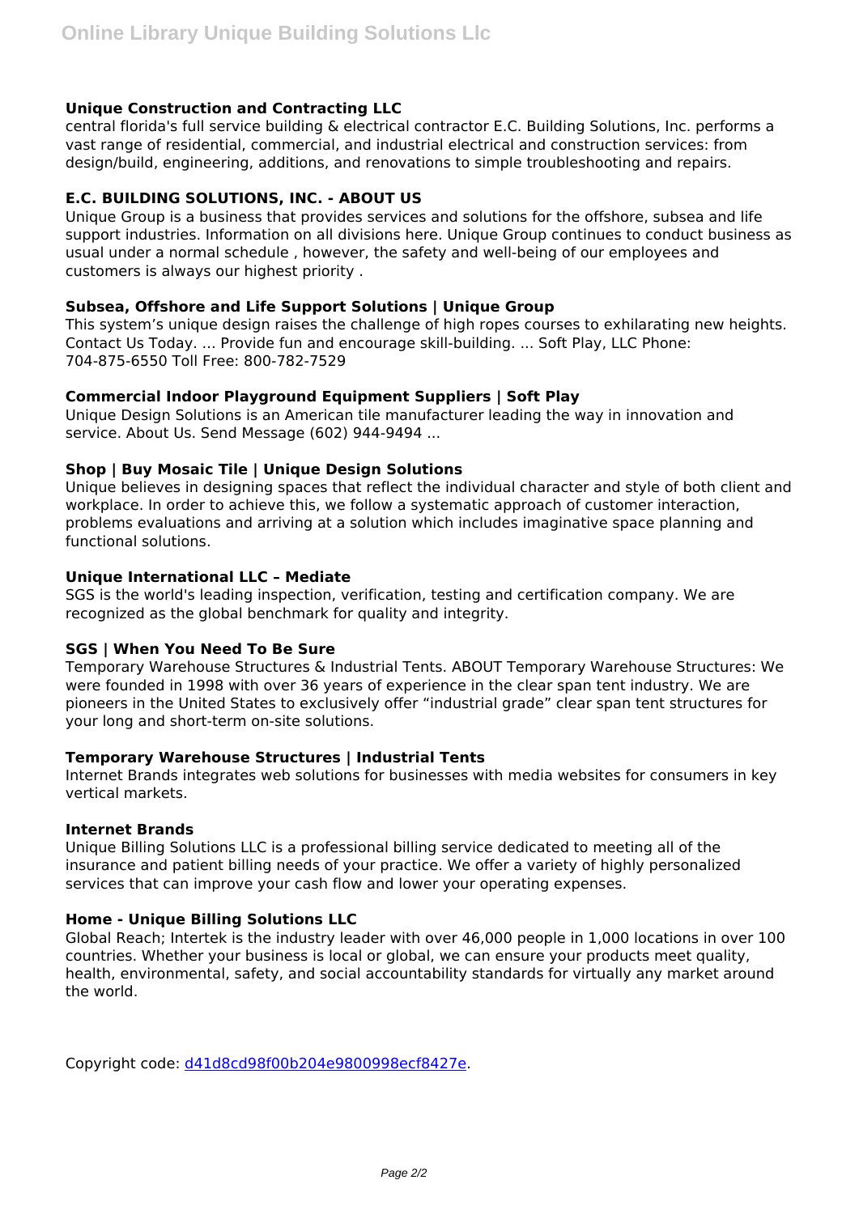### Unique Construction and Contracting LLC

central florida's full service building & electrical contractor E.C. Building Solutions, Inc. performs a vast range of residential, commercial, and industrial electrical and construction services: from design/build, engineering, additions, and renovations to simple troubleshooting and repairs.

### E.C. BUILDING SOLUTIONS, INC. - ABOUT US

Unique Group is a business that provides services and solutions for the offshore, subsea and life support industries. Information on all divisions here. Unique Group continues to conduct business as usual under a normal schedule , however, the safety and well-being of our employees and customers is always our highest priority .

### Subsea, Offshore and Life Support Solutions | Unique Group

This system's unique design raises the challenge of high ropes courses to exhilarating new heights. Contact Us Today. ... Provide fun and encourage skill-building. ... Soft Play, LLC Phone: 704-875-6550 Toll Free: 800-782-7529

### Commercial Indoor Playground Equipment Suppliers | Soft Play

Unique Design Solutions is an American tile manufacturer leading the way in innovation and service. About Us. Send Message (602) 944-9494 ...

### Shop | Buy Mosaic Tile | Unique Design Solutions

Unique believes in designing spaces that reflect the individual character and style of both client and workplace. In order to achieve this, we follow a systematic approach of customer interaction, problems evaluations and arriving at a solution which includes imaginative space planning and functional solutions.

### Unique International LLC – Mediate

SGS is the world's leading inspection, verification, testing and certification company. We are recognized as the global benchmark for quality and integrity.

### SGS | When You Need To Be Sure

Temporary Warehouse Structures & Industrial Tents. ABOUT Temporary Warehouse Structures: We were founded in 1998 with over 36 years of experience in the clear span tent industry. We are pioneers in the United States to exclusively offer "industrial grade" clear span tent structures for your long and short-term on-site solutions.

### Temporary Warehouse Structures | Industrial Tents

Internet Brands integrates web solutions for businesses with media websites for consumers in key vertical markets.

### Internet Brands

Unique Billing Solutions LLC is a professional billing service dedicated to meeting all of the insurance and patient billing needs of your practice. We offer a variety of highly personalized services that can improve your cash flow and lower your operating expenses.

### Home - Unique Billing Solutions LLC

Global Reach; Intertek is the industry leader with over 46,000 people in 1,000 locations in over 100 countries. Whether your business is local or global, we can ensure your products meet quality, health, environmental, safety, and social accountability standards for virtually any market around the world.

Copyright code: d41d8cd98f00b204e9800998ecf8427e.